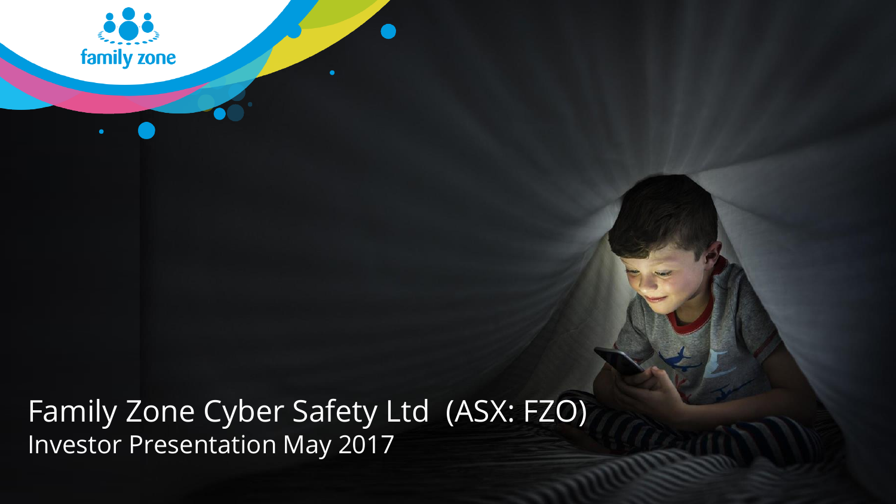family zone

# Family Zone Cyber Safety Ltd (ASX: FZO)

## Investor Presentation May 2017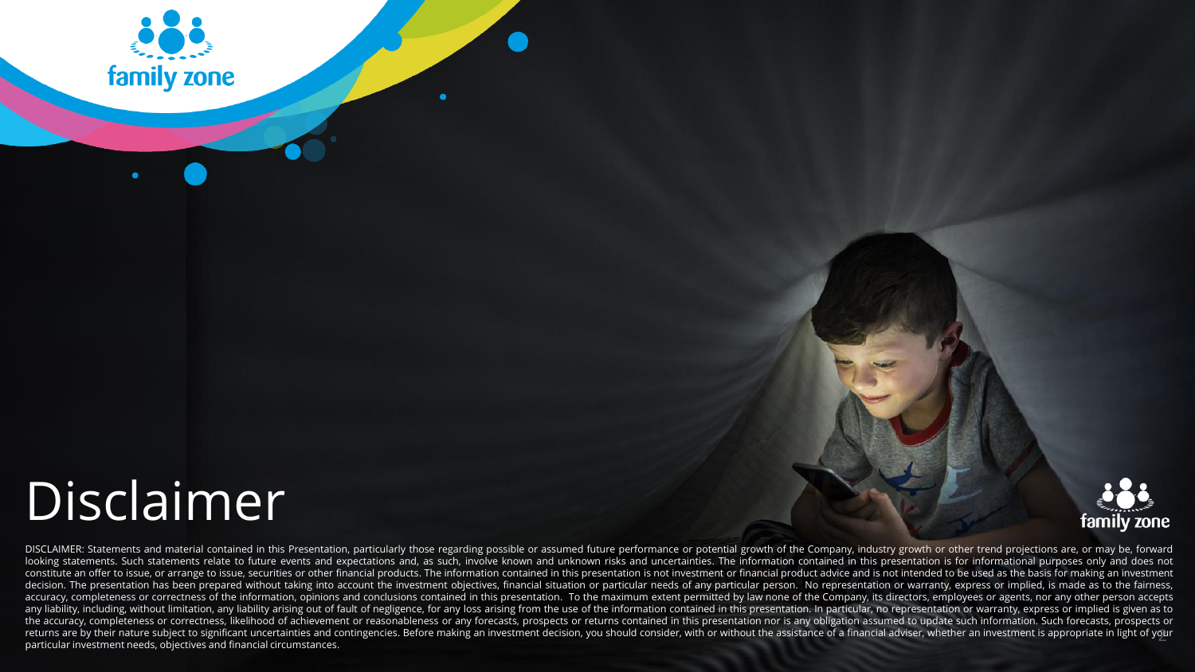# Disclaimer

DISCLAIMER: Statements and material contained in this Presentation, particularly those regarding possible or assumed future performance or potential growth of the Company, industry growth or other trend projections are, or may be, forward looking statements. Such statements relate to future events and expectations and, as such, involve known and unknown risks and uncertainties. The information contained in this presentation is for informational purposes only and does not constitute an offer to issue, or arrange to issue, securities or other financial products. The information contained in this presentation is not investment or financial product advice and is not intended to be used as the basis for making an investment decision. The presentation has been prepared without taking into account the investment objectives, financial situation or particular needs of any particular person. No representation or warranty, express or implied, is made as to the fairness, accuracy, completeness or correctness of the information, opinions and conclusions contained in this presentation. To the maximum extent permitted by law none of the Company, its directors, employees or agents, nor any other person accepts any liability, including, without limitation, any liability arising out of fault of negligence, for any loss arising from the use of the information contained in this presentation. In particular, no representation or warranty, express or implied is given as to the accuracy, completeness or correctness, likelihood of achievement or reasonableness or any forecasts, prospects or returns contained in this presentation nor is any obligation assumed to update such information. Such forecasts, prospects or returns are by their nature subject to significant uncertainties and contingencies. Before making an investment decision, you should consider, with or without the assistance of a financial adviser, whether an investment is appropriate in light of your particular investment needs, objectives and financial circumstances.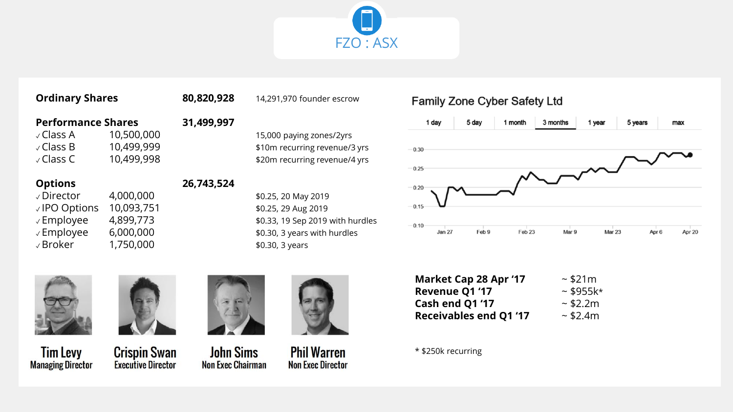# FZO : ASX

| | | | |
|---|---|---|---|
| **Ordinary Shares** | | **80,820,928** | 14,291,970 founder escrow |
| **Performance Shares** | | **31,499,997** | |
| ✓ Class A | 10,500,000 | | 15,000 paying zones/2yrs |
| ✓ Class B | 10,499,999 | | $10m recurring revenue/3 yrs |
| ✓ Class C | 10,499,998 | | $20m recurring revenue/4 yrs |
| **Options** | | **26,743,524** | |
| ✓ Director | 4,000,000 | | $0.25, 20 May 2019 |
| ✓ IPO Options | 10,093,751 | | $0.25, 29 Aug 2019 |
| ✓ Employee | 4,899,773 | | $0.33, 19 Sep 2019 with hurdles |
| ✓ Employee | 6,000,000 | | $0.30, 3 years with hurdles |
| ✓ Broker | 1,750,000 | | $0.30, 3 years |

## Family Zone Cyber Safety Ltd

1 day | 5 day | 1 month | 3 months | 1 year | 5 years | max

| | |
|---|---|
| **Market Cap 28 Apr '17** | ~ $21m |
| **Revenue Q1 '17** | ~ $955k* |
| **Cash end Q1 '17** | ~ $2.2m |
| **Receivables end Q1 '17** | ~ $2.4m |

* $250k recurring

**Tim Levy**
Managing Director

**Crispin Swan**
Executive Director

**John Sims**
Non Exec Chairman

**Phil Warren**
Non Exec Director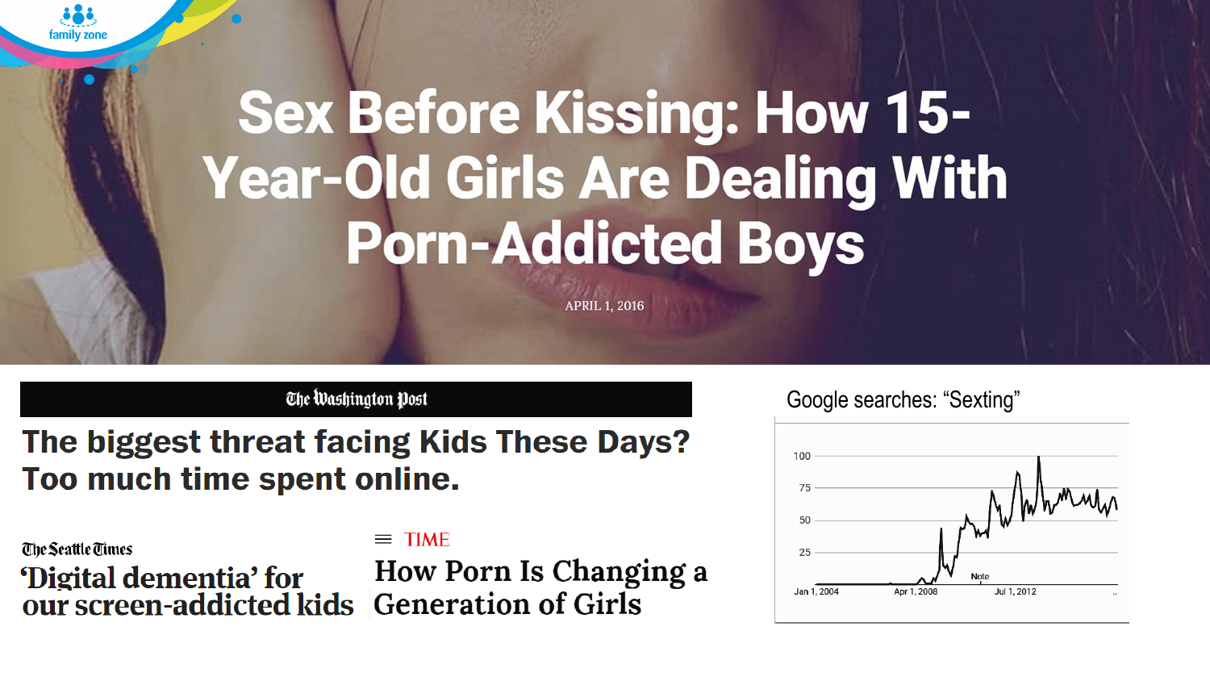family zone

# Sex Before Kissing: How 15-Year-Old Girls Are Dealing With Porn-Addicted Boys

APRIL 1, 2016

The Washington Post

## The biggest threat facing Kids These Days? Too much time spent online.

The Seattle Times

## 'Digital dementia' for our screen-addicted kids

TIME

## How Porn Is Changing a Generation of Girls

Google searches: "Sexting"

| | |
|---|---|
| 100 | |
| 75 | |
| 50 | |
| 25 | |
| Jan 1, 2004 | Apr 1, 2008 | Jul 1, 2012 |

Note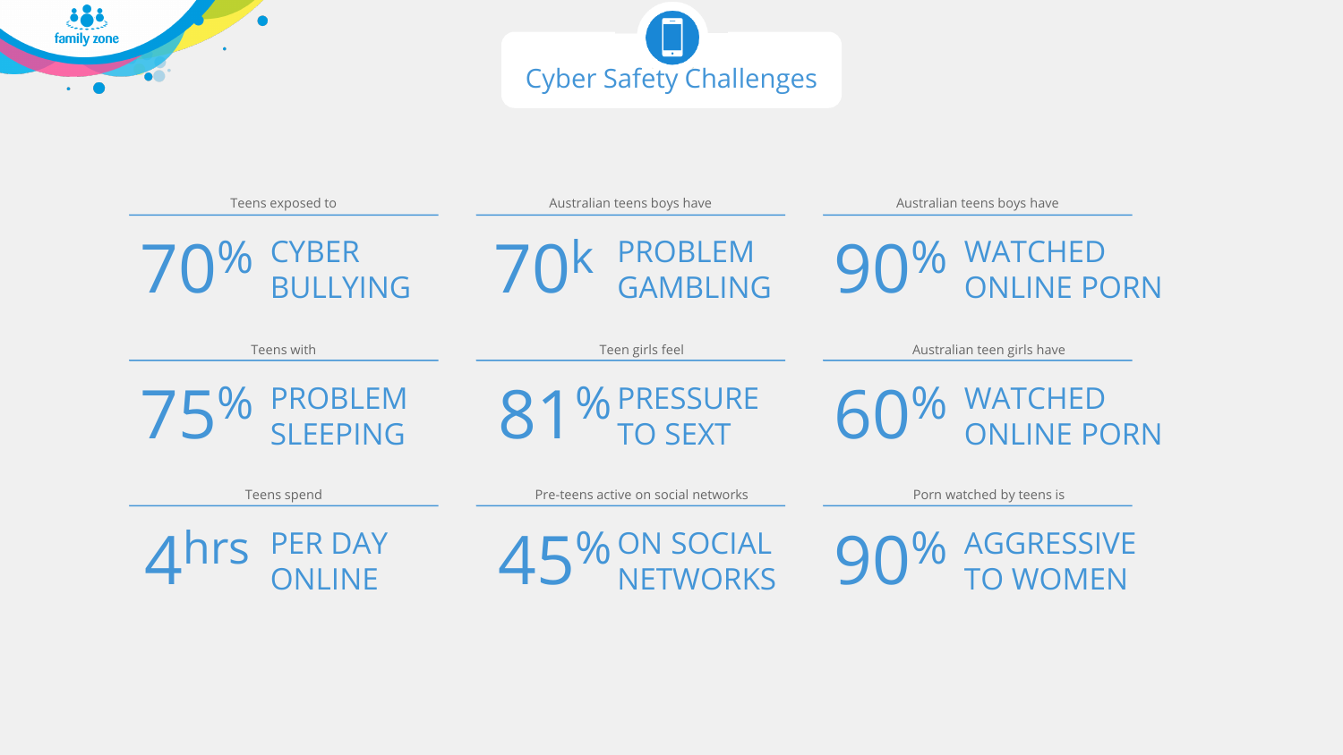# Cyber Safety Challenges

Teens exposed to

**70%** CYBER BULLYING

Australian teens boys have

**70k** PROBLEM GAMBLING

Australian teens boys have

**90%** WATCHED ONLINE PORN

Teens with

**75%** PROBLEM SLEEPING

Teen girls feel

**81%** PRESSURE TO SEXT

Australian teen girls have

**60%** WATCHED ONLINE PORN

Teens spend

**4hrs** PER DAY ONLINE

Pre-teens active on social networks

**45%** ON SOCIAL NETWORKS

Porn watched by teens is

**90%** AGGRESSIVE TO WOMEN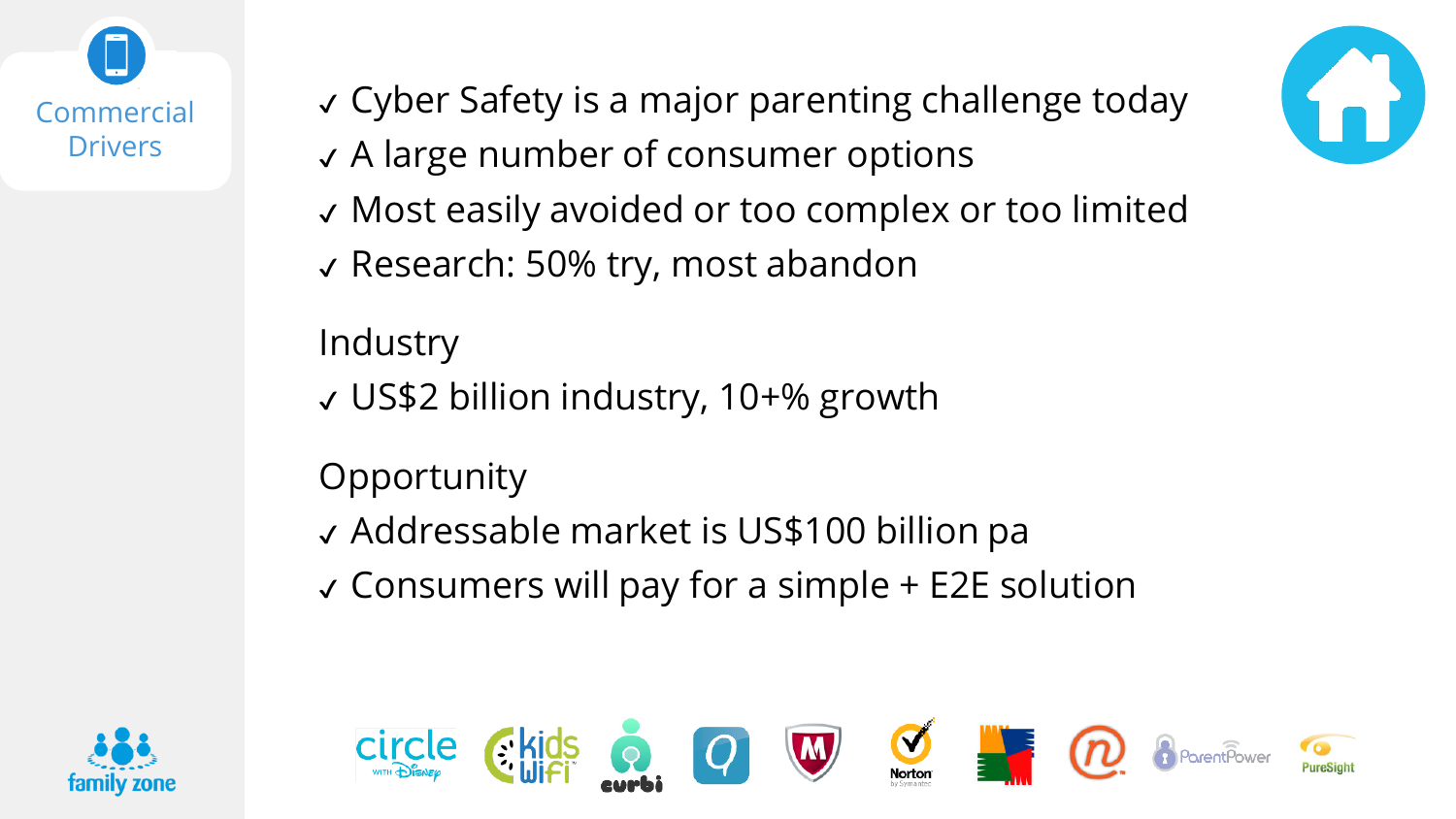## Commercial Drivers

- ✓ Cyber Safety is a major parenting challenge today
- ✓ A large number of consumer options
- ✓ Most easily avoided or too complex or too limited
- ✓ Research: 50% try, most abandon

### Industry

- ✓ US$2 billion industry, 10+% growth

### Opportunity

- ✓ Addressable market is US$100 billion pa
- ✓ Consumers will pay for a simple + E2E solution

family zone

circle with Disney · kids WiFi · curbi · Norton by Symantec · ParentPower · PureSight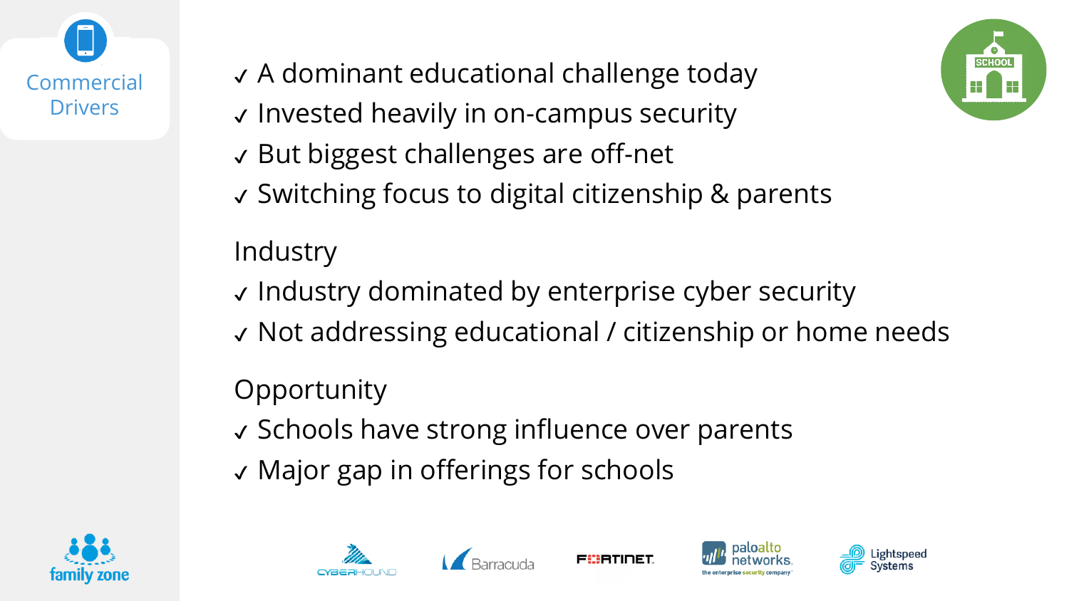Commercial Drivers

- ✓ A dominant educational challenge today
- ✓ Invested heavily in on-campus security
- ✓ But biggest challenges are off-net
- ✓ Switching focus to digital citizenship & parents

Industry

- ✓ Industry dominated by enterprise cyber security
- ✓ Not addressing educational / citizenship or home needs

Opportunity

- ✓ Schools have strong influence over parents
- ✓ Major gap in offerings for schools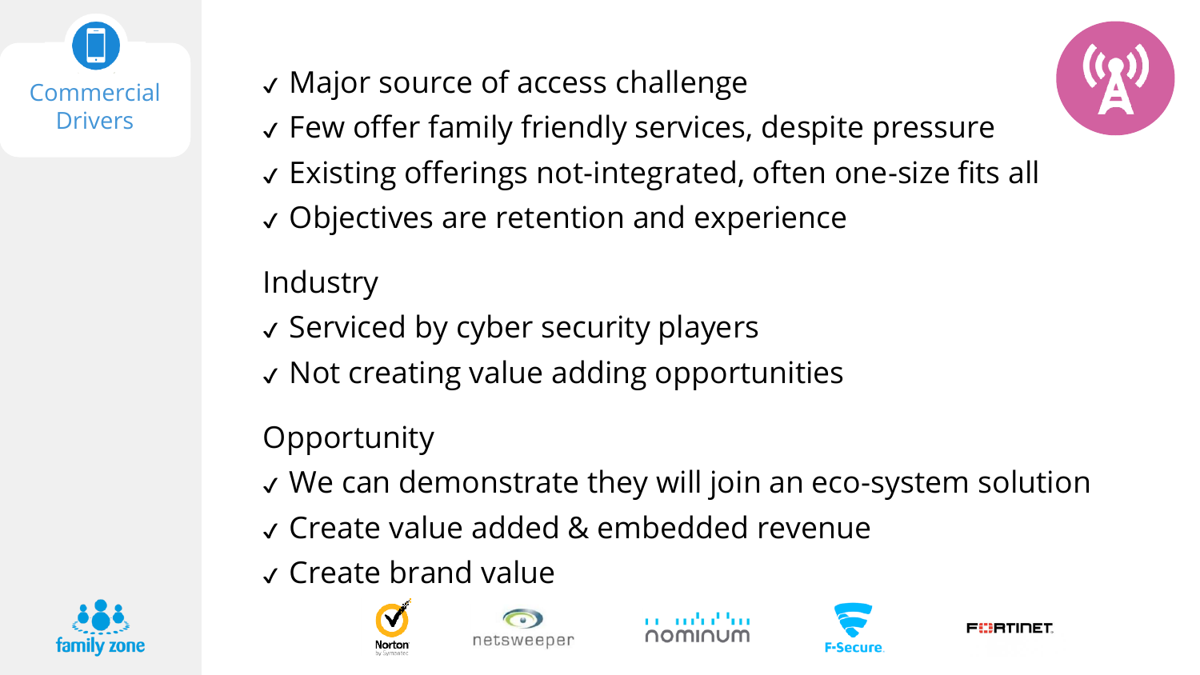## Commercial Drivers

- ✓ Major source of access challenge
- ✓ Few offer family friendly services, despite pressure
- ✓ Existing offerings not-integrated, often one-size fits all
- ✓ Objectives are retention and experience

Industry

- ✓ Serviced by cyber security players
- ✓ Not creating value adding opportunities

Opportunity

- ✓ We can demonstrate they will join an eco-system solution
- ✓ Create value added & embedded revenue
- ✓ Create brand value

family zone

Norton by Symantec netsweeper nominum F-Secure FORTINET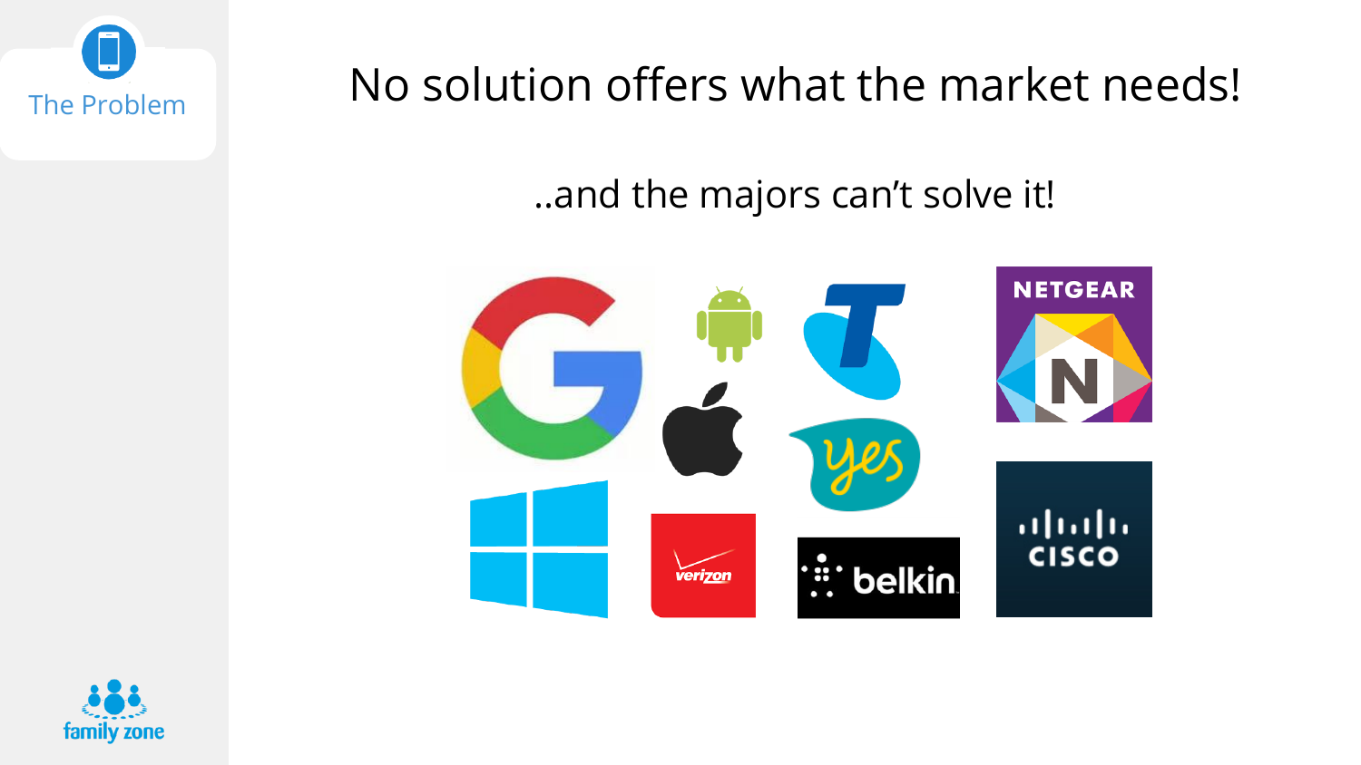The Problem

# No solution offers what the market needs!

..and the majors can't solve it!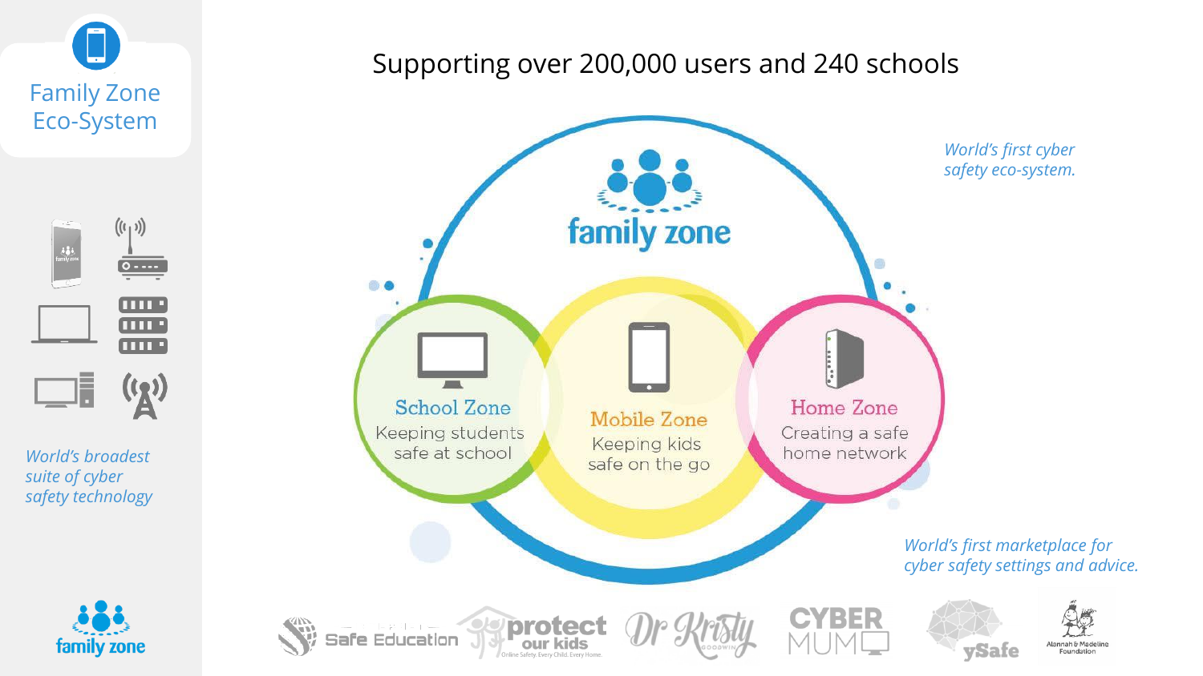# Family Zone Eco-System

## Supporting over 200,000 users and 240 schools

*World's first cyber safety eco-system.*

family zone

**School Zone**
Keeping students safe at school

**Mobile Zone**
Keeping kids safe on the go

**Home Zone**
Creating a safe home network

*World's broadest suite of cyber safety technology*

*World's first marketplace for cyber safety settings and advice.*

Safe Education · protect our kids (Online Safety. Every Child. Every Home.) · Dr Kristy Goodwin · CYBER MUM · ySafe · Alannah & Madeline Foundation

family zone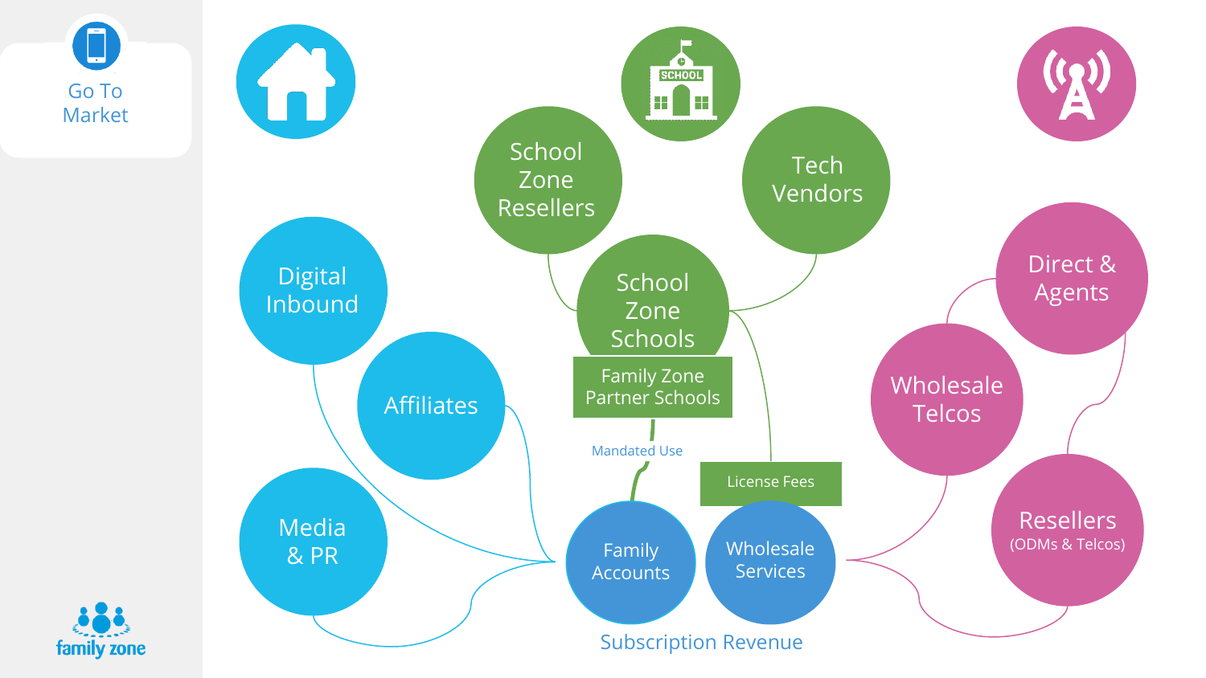# Go To Market

Digital Inbound

Affiliates

Media & PR

School Zone Resellers

Tech Vendors

School Zone Schools

Family Zone Partner Schools

Mandated Use

License Fees

Family Accounts

Wholesale Services

Subscription Revenue

Direct & Agents

Wholesale Telcos

Resellers (ODMs & Telcos)

family zone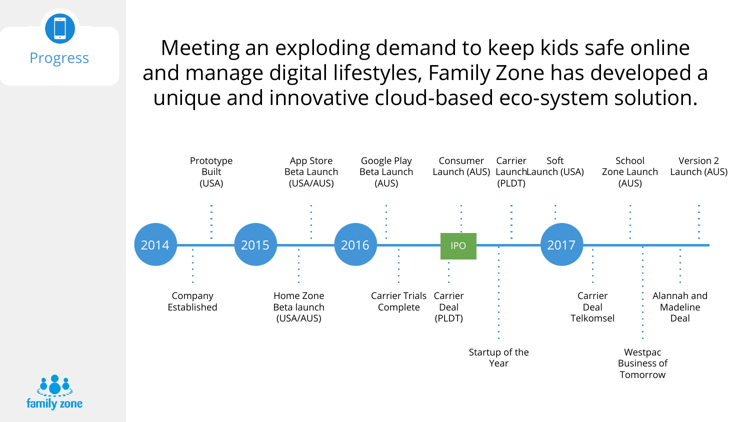# Progress

Meeting an exploding demand to keep kids safe online and manage digital lifestyles, Family Zone has developed a unique and innovative cloud-based eco-system solution.

**2014**
- Company Established
- Prototype Built (USA)

**2015**
- Home Zone Beta launch (USA/AUS)
- App Store Beta Launch (USA/AUS)

**2016**
- Google Play Beta Launch (AUS)
- Carrier Trials Complete
- Consumer Launch (AUS)
- Carrier Deal (PLDT)
- IPO
- Startup of the Year
- Carrier Launch (PLDT)
- Soft Launch (USA)

**2017**
- Carrier Deal Telkomsel
- School Zone Launch (AUS)
- Westpac Business of Tomorrow
- Alannah and Madeline Deal
- Version 2 Launch (AUS)

family zone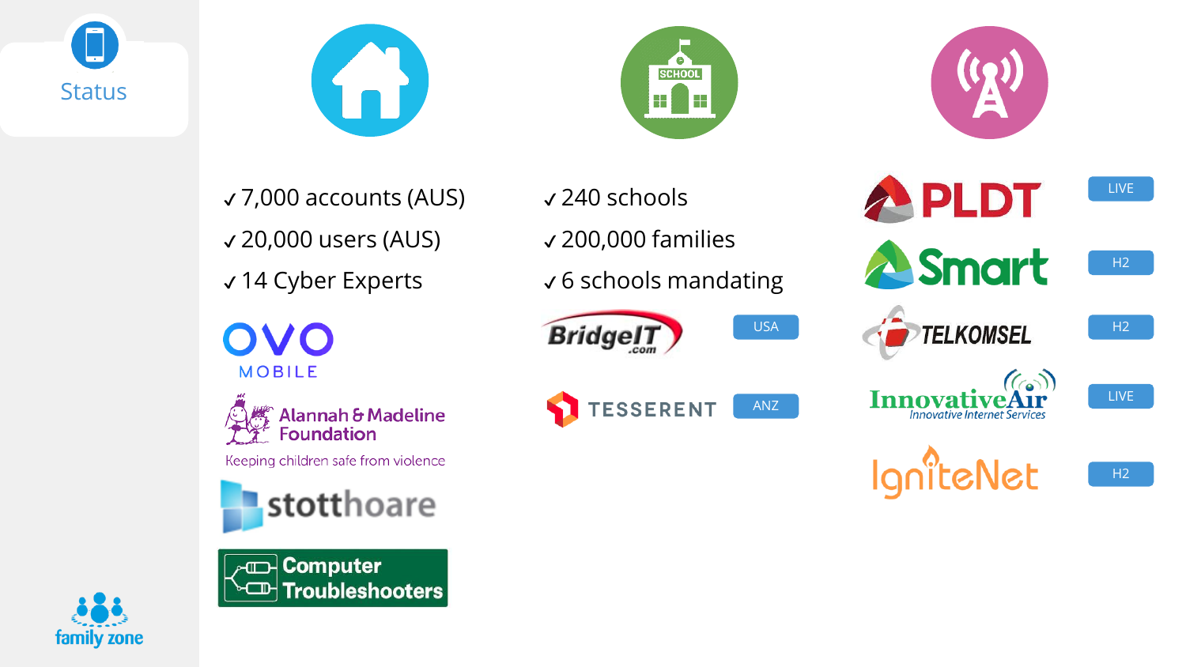# Status

- ✓ 7,000 accounts (AUS)
- ✓ 20,000 users (AUS)
- ✓ 14 Cyber Experts

OVO MOBILE

Alannah & Madeline Foundation
Keeping children safe from violence

stotthoare

Computer Troubleshooters

- ✓ 240 schools
- ✓ 200,000 families
- ✓ 6 schools mandating

| Partner | Status |
| --- | --- |
| BridgeIT.com | USA |
| TESSERENT | ANZ |

| Partner | Status |
| --- | --- |
| PLDT | LIVE |
| Smart | H2 |
| TELKOMSEL | H2 |
| InnovativeAir (Innovative Internet Services) | LIVE |
| IgniteNet | H2 |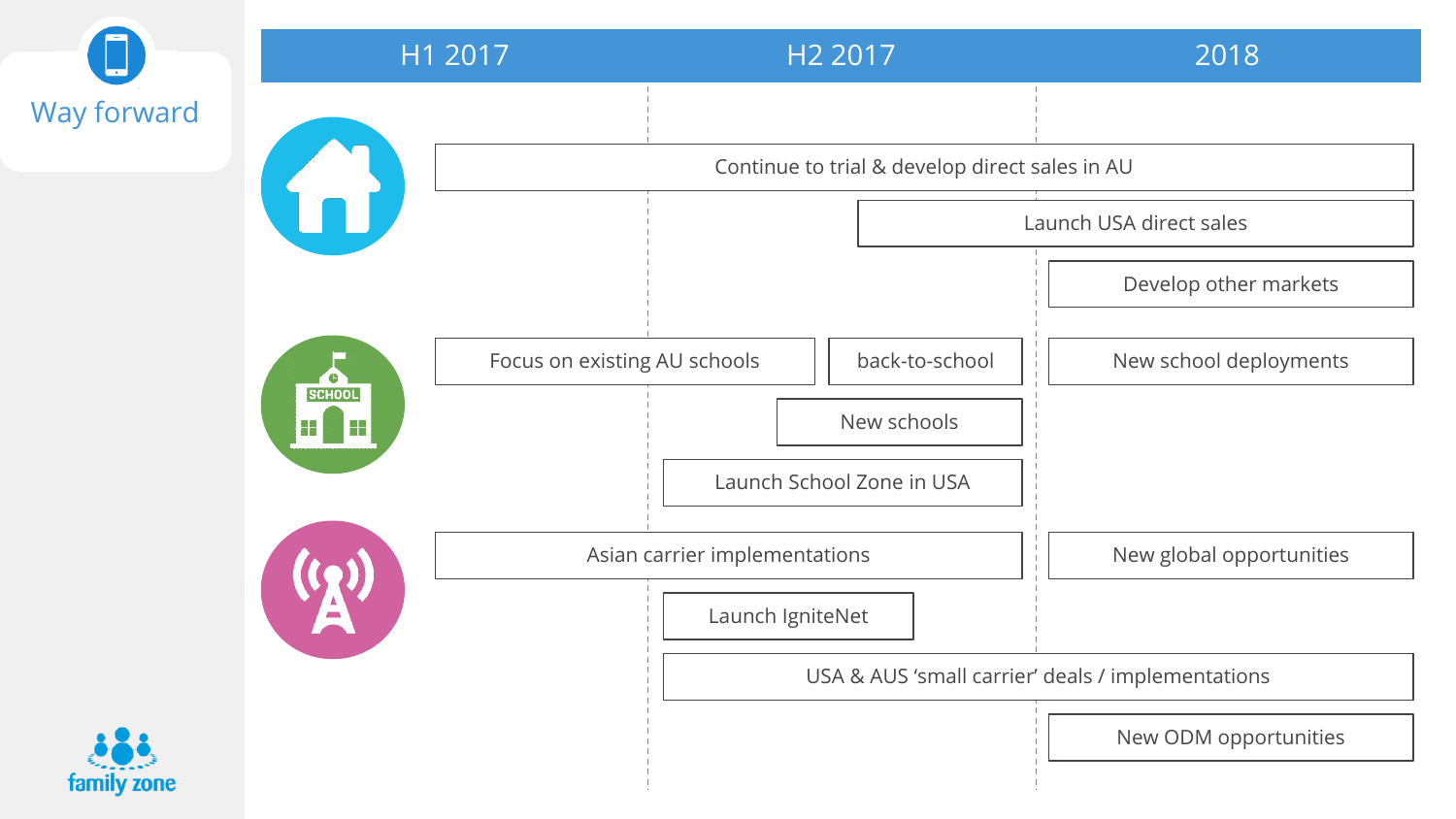# Way forward

H1 2017 | H2 2017 | 2018

Continue to trial & develop direct sales in AU

Launch USA direct sales

Develop other markets

Focus on existing AU schools

back-to-school

New school deployments

New schools

Launch School Zone in USA

Asian carrier implementations

New global opportunities

Launch IgniteNet

USA & AUS 'small carrier' deals / implementations

New ODM opportunities

family zone